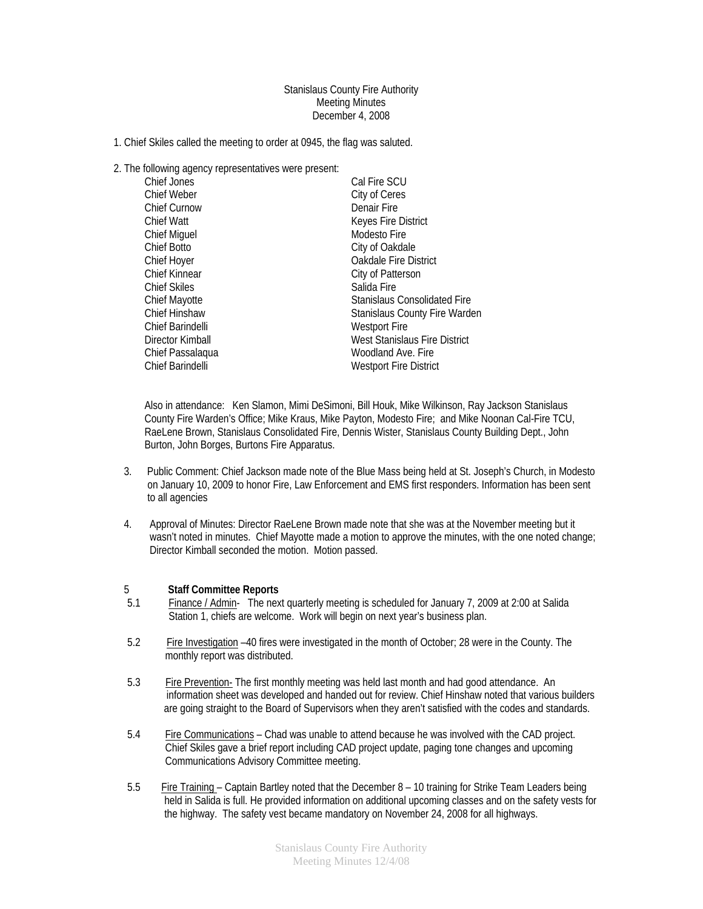Stanislaus County Fire Authority
Meeting Minutes
December 4, 2008

1. Chief Skiles called the meeting to order at 0945, the flag was saluted.

2. The following agency representatives were present:

| | |
|---|---|
| Chief Jones | Cal Fire SCU |
| Chief Weber | City of Ceres |
| Chief Curnow | Denair Fire |
| Chief Watt | Keyes Fire District |
| Chief Miguel | Modesto Fire |
| Chief Botto | City of Oakdale |
| Chief Hoyer | Oakdale Fire District |
| Chief Kinnear | City of Patterson |
| Chief Skiles | Salida Fire |
| Chief Mayotte | Stanislaus Consolidated Fire |
| Chief Hinshaw | Stanislaus County Fire Warden |
| Chief Barindelli | Westport Fire |
| Director Kimball | West Stanislaus Fire District |
| Chief Passalaqua | Woodland Ave. Fire |
| Chief Barindelli | Westport Fire District |

Also in attendance: Ken Slamon, Mimi DeSimoni, Bill Houk, Mike Wilkinson, Ray Jackson Stanislaus County Fire Warden's Office; Mike Kraus, Mike Payton, Modesto Fire; and Mike Noonan Cal-Fire TCU, RaeLene Brown, Stanislaus Consolidated Fire, Dennis Wister, Stanislaus County Building Dept., John Burton, John Borges, Burtons Fire Apparatus.

3. Public Comment: Chief Jackson made note of the Blue Mass being held at St. Joseph's Church, in Modesto on January 10, 2009 to honor Fire, Law Enforcement and EMS first responders. Information has been sent to all agencies

4. Approval of Minutes: Director RaeLene Brown made note that she was at the November meeting but it wasn't noted in minutes. Chief Mayotte made a motion to approve the minutes, with the one noted change; Director Kimball seconded the motion. Motion passed.

5 **Staff Committee Reports**

5.1 Finance / Admin- The next quarterly meeting is scheduled for January 7, 2009 at 2:00 at Salida Station 1, chiefs are welcome. Work will begin on next year's business plan.

5.2 Fire Investigation –40 fires were investigated in the month of October; 28 were in the County. The monthly report was distributed.

5.3 Fire Prevention- The first monthly meeting was held last month and had good attendance. An information sheet was developed and handed out for review. Chief Hinshaw noted that various builders are going straight to the Board of Supervisors when they aren't satisfied with the codes and standards.

5.4 Fire Communications – Chad was unable to attend because he was involved with the CAD project. Chief Skiles gave a brief report including CAD project update, paging tone changes and upcoming Communications Advisory Committee meeting.

5.5 Fire Training – Captain Bartley noted that the December 8 – 10 training for Strike Team Leaders being held in Salida is full. He provided information on additional upcoming classes and on the safety vests for the highway. The safety vest became mandatory on November 24, 2008 for all highways.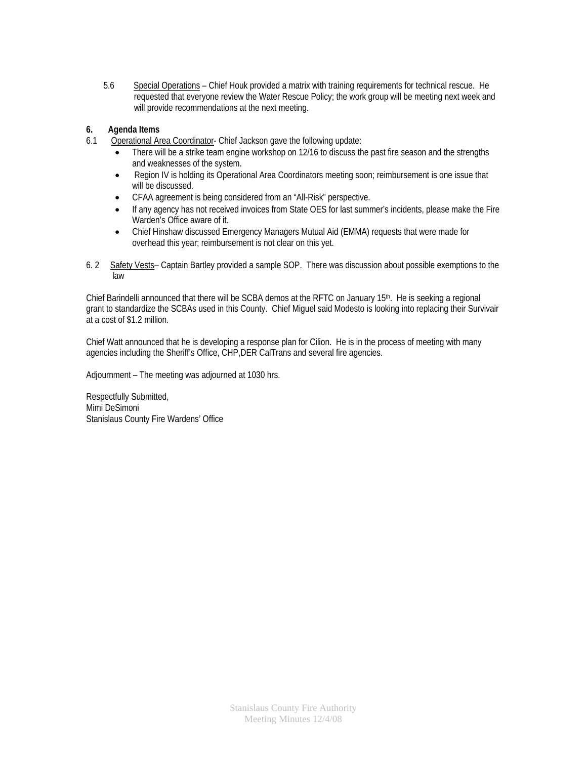5.6 Special Operations – Chief Houk provided a matrix with training requirements for technical rescue. He requested that everyone review the Water Rescue Policy; the work group will be meeting next week and will provide recommendations at the next meeting.

**6. Agenda Items**

6.1 Operational Area Coordinator- Chief Jackson gave the following update:

- There will be a strike team engine workshop on 12/16 to discuss the past fire season and the strengths and weaknesses of the system.
- Region IV is holding its Operational Area Coordinators meeting soon; reimbursement is one issue that will be discussed.
- CFAA agreement is being considered from an "All-Risk" perspective.
- If any agency has not received invoices from State OES for last summer's incidents, please make the Fire Warden's Office aware of it.
- Chief Hinshaw discussed Emergency Managers Mutual Aid (EMMA) requests that were made for overhead this year; reimbursement is not clear on this yet.

6. 2 Safety Vests– Captain Bartley provided a sample SOP. There was discussion about possible exemptions to the law

Chief Barindelli announced that there will be SCBA demos at the RFTC on January 15th. He is seeking a regional grant to standardize the SCBAs used in this County. Chief Miguel said Modesto is looking into replacing their Survivair at a cost of $1.2 million.

Chief Watt announced that he is developing a response plan for Cilion. He is in the process of meeting with many agencies including the Sheriff's Office, CHP,DER CalTrans and several fire agencies.

Adjournment – The meeting was adjourned at 1030 hrs.

Respectfully Submitted,
Mimi DeSimoni
Stanislaus County Fire Wardens' Office